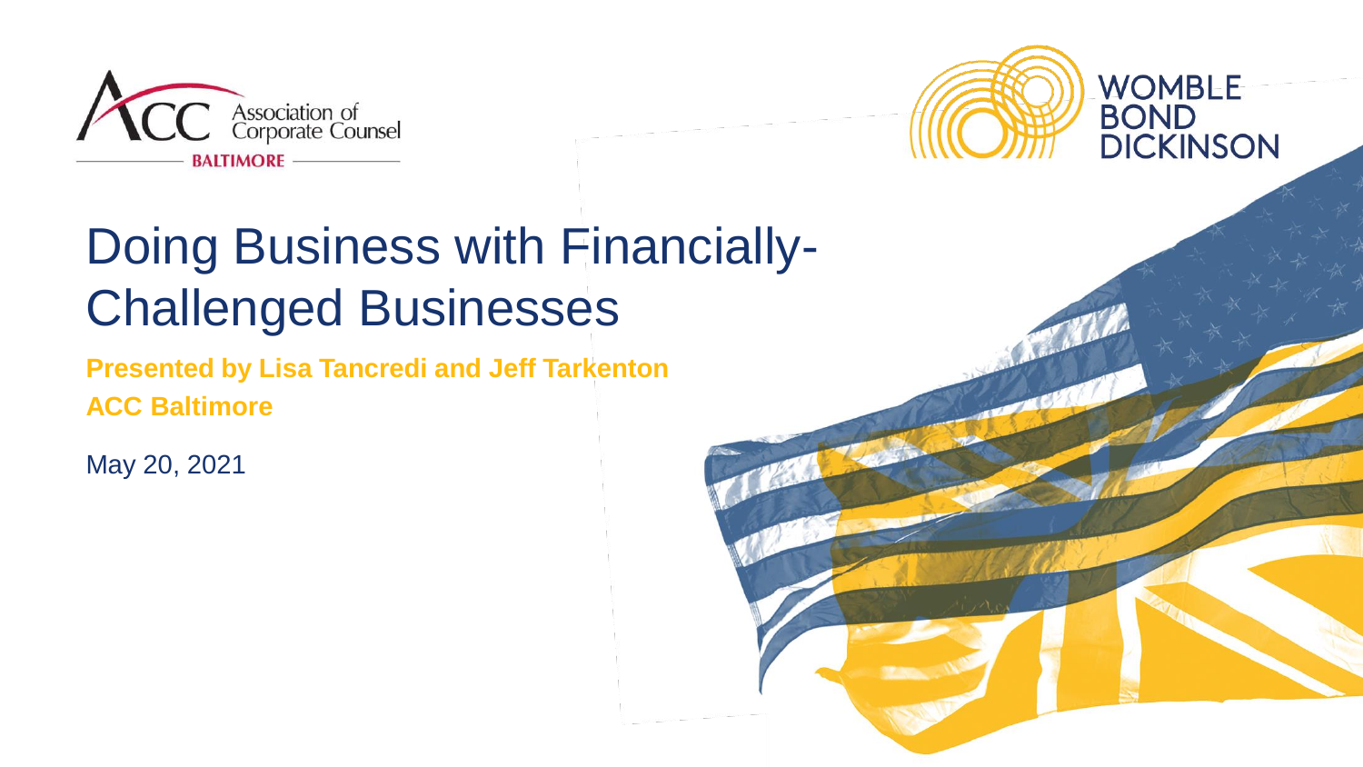# Doing Business with Financially-Challenged Businesses

**Presented by Lisa Tancredi and Jeff Tarkenton**

**ACC Baltimore**

May 20, 2021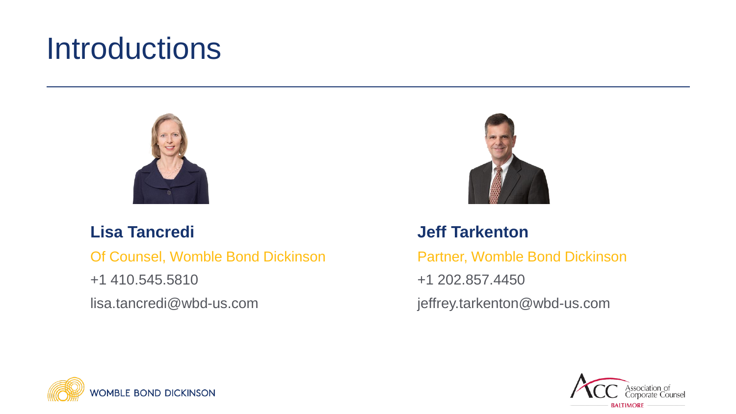# Introductions

**Lisa Tancredi**

Of Counsel, Womble Bond Dickinson

+1 410.545.5810

lisa.tancredi@wbd-us.com

**Jeff Tarkenton**

Partner, Womble Bond Dickinson

+1 202.857.4450

jeffrey.tarkenton@wbd-us.com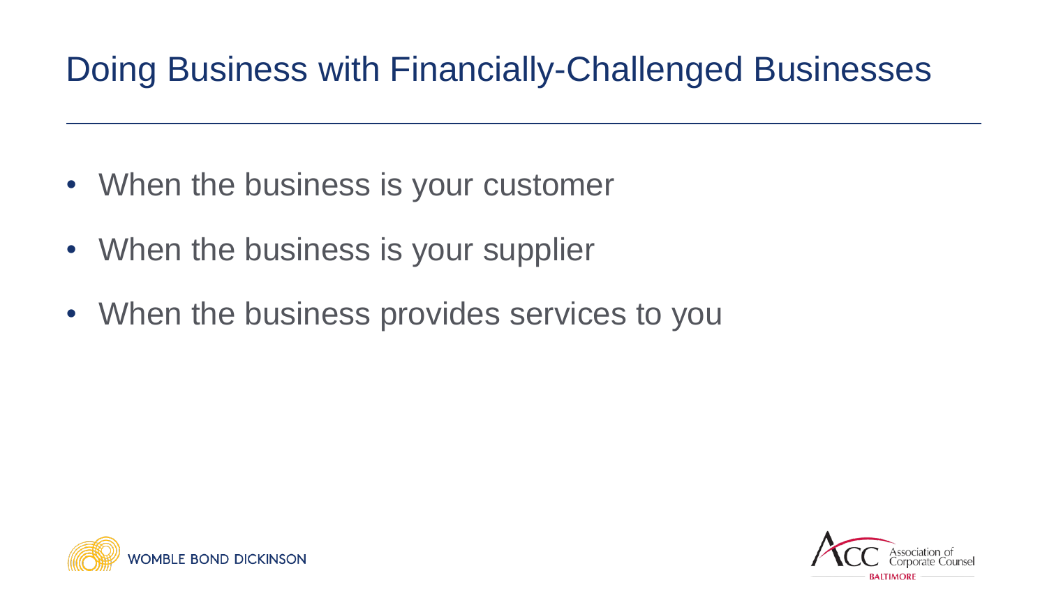# Doing Business with Financially-Challenged Businesses

- When the business is your customer
- When the business is your supplier
- When the business provides services to you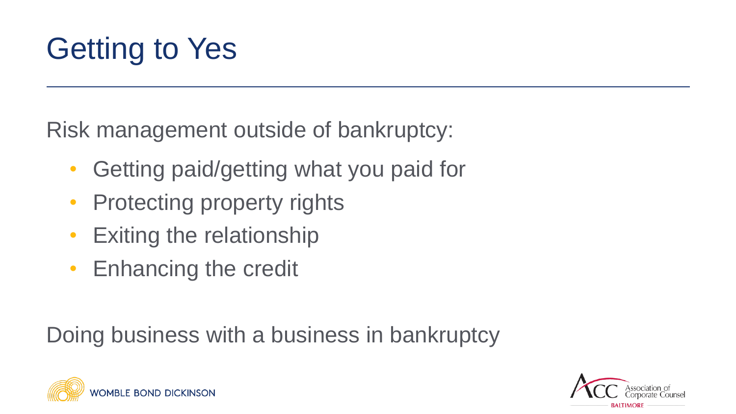# Getting to Yes

Risk management outside of bankruptcy:

- Getting paid/getting what you paid for
- Protecting property rights
- Exiting the relationship
- Enhancing the credit

Doing business with a business in bankruptcy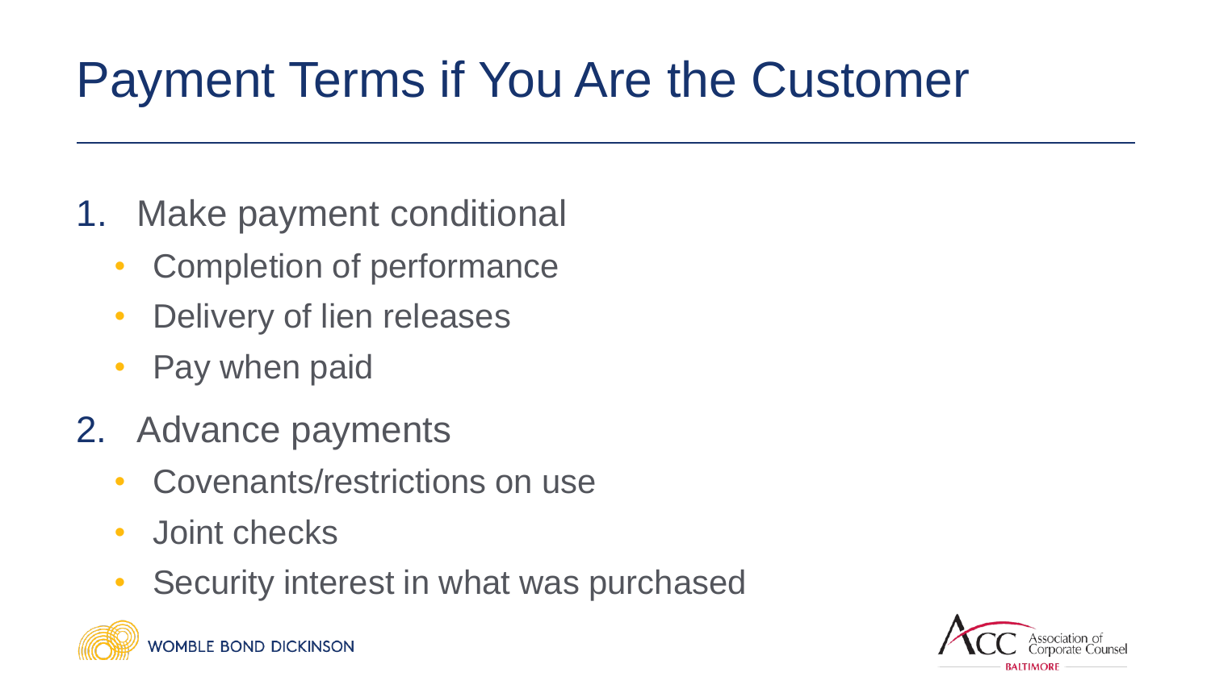# Payment Terms if You Are the Customer

1. Make payment conditional
   - Completion of performance
   - Delivery of lien releases
   - Pay when paid
2. Advance payments
   - Covenants/restrictions on use
   - Joint checks
   - Security interest in what was purchased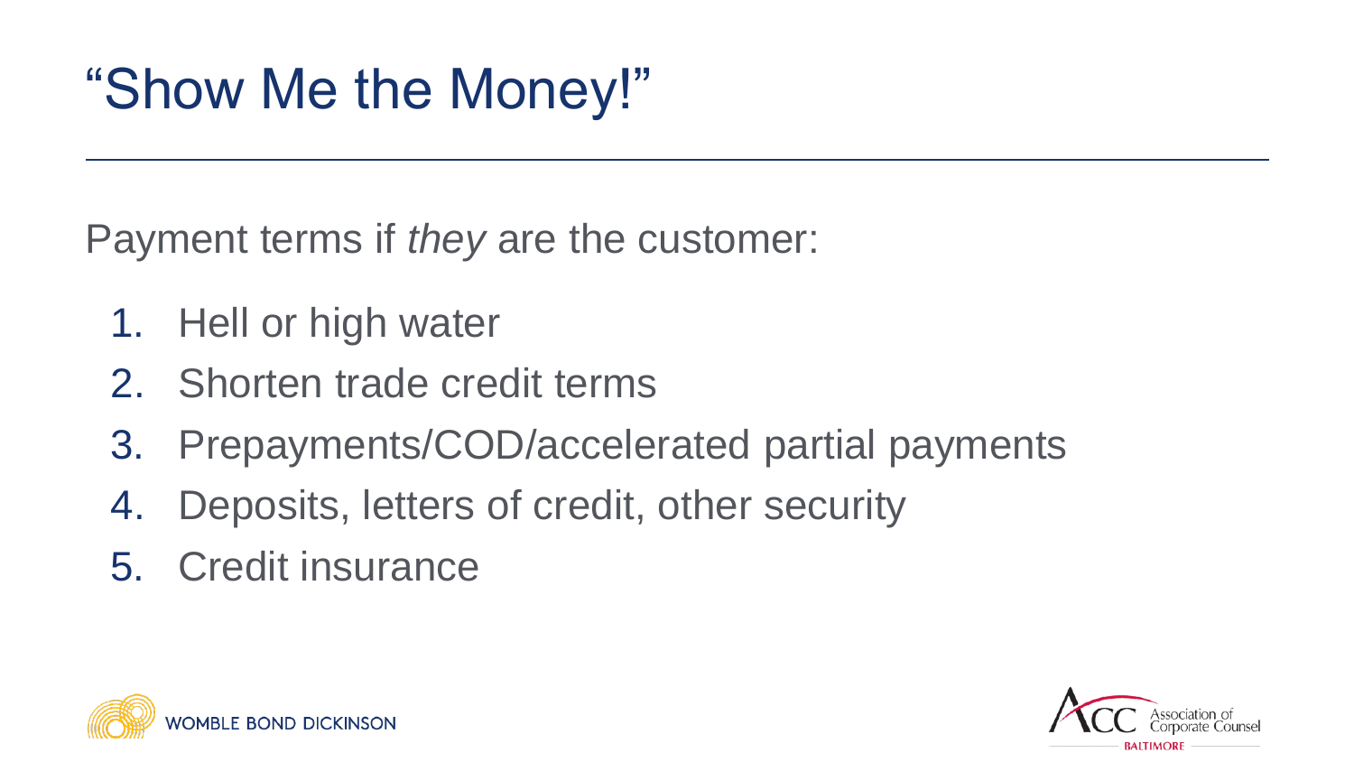# “Show Me the Money!”

Payment terms if *they* are the customer:

1. Hell or high water
2. Shorten trade credit terms
3. Prepayments/COD/accelerated partial payments
4. Deposits, letters of credit, other security
5. Credit insurance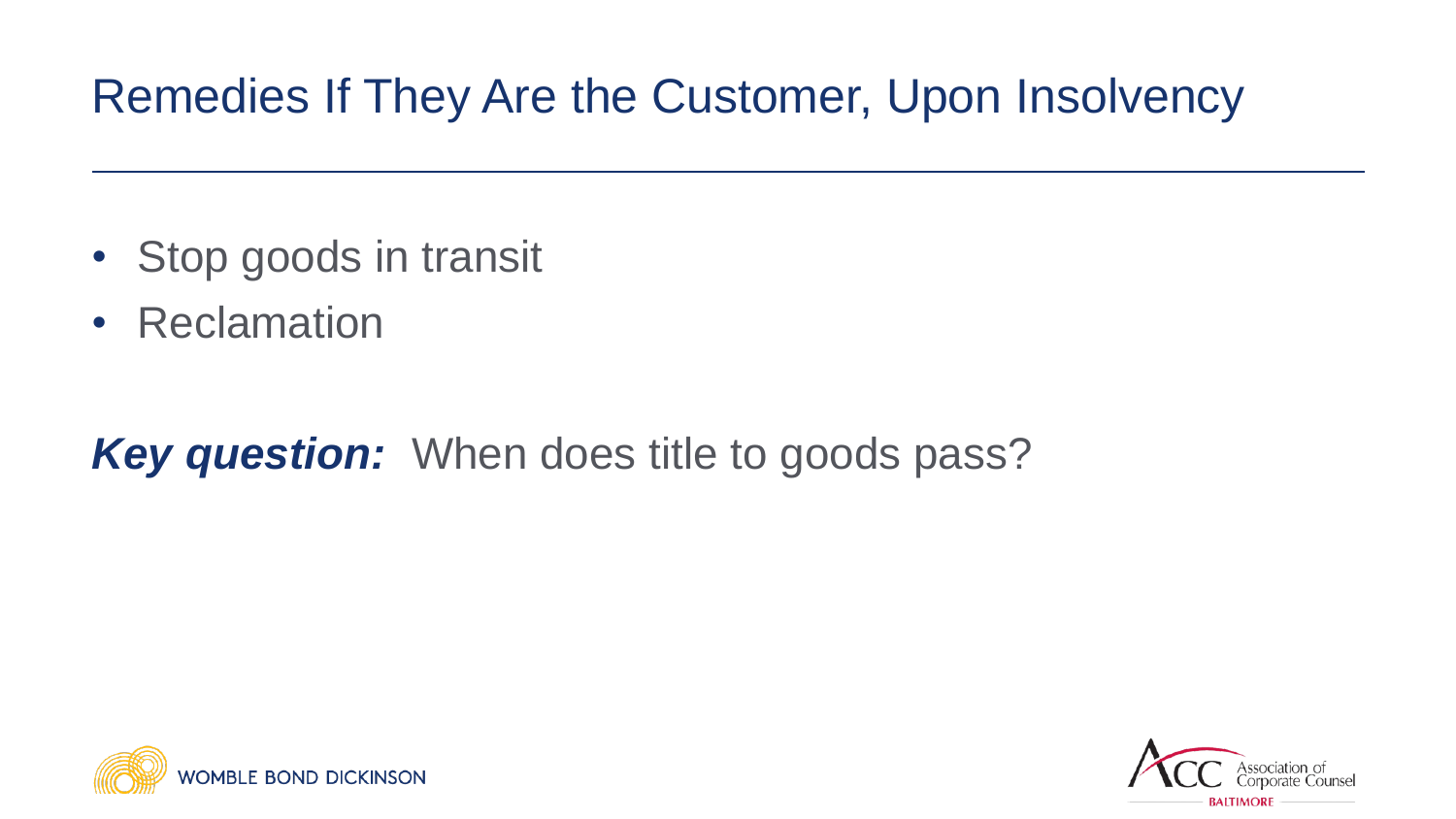# Remedies If They Are the Customer, Upon Insolvency

- Stop goods in transit
- Reclamation

***Key question:*** When does title to goods pass?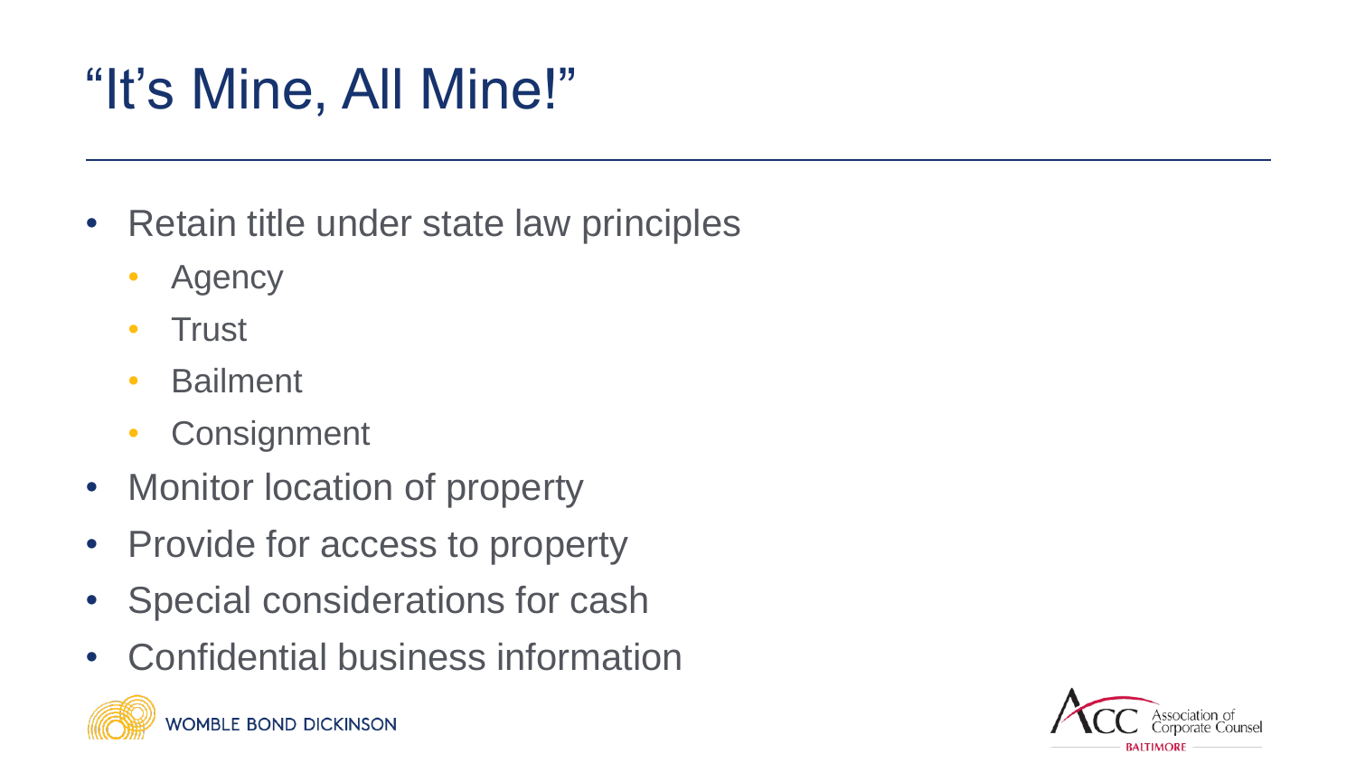# "It's Mine, All Mine!"

- Retain title under state law principles
  - Agency
  - Trust
  - Bailment
  - Consignment
- Monitor location of property
- Provide for access to property
- Special considerations for cash
- Confidential business information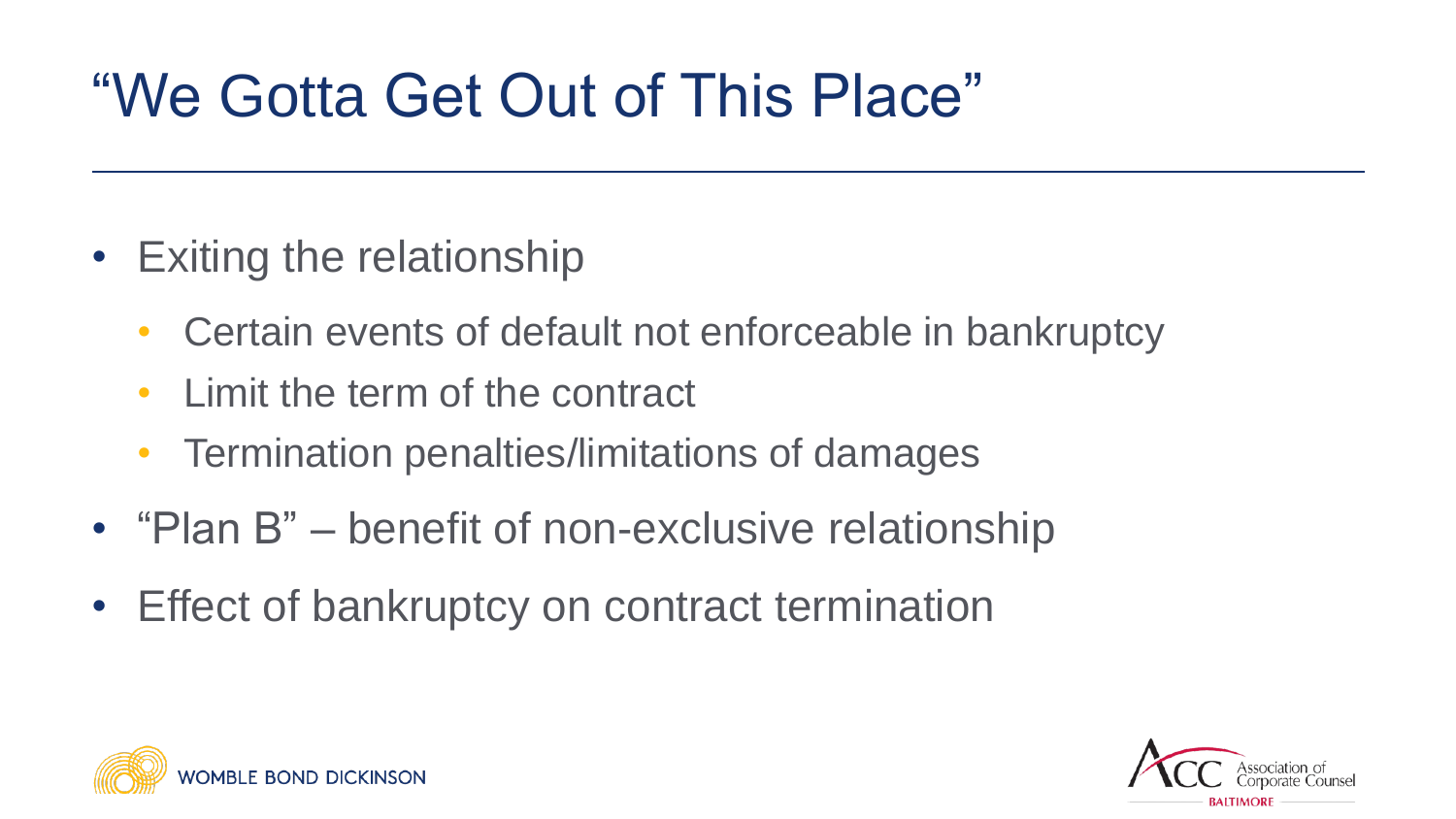# “We Gotta Get Out of This Place”

- Exiting the relationship
  - Certain events of default not enforceable in bankruptcy
  - Limit the term of the contract
  - Termination penalties/limitations of damages
- “Plan B” – benefit of non-exclusive relationship
- Effect of bankruptcy on contract termination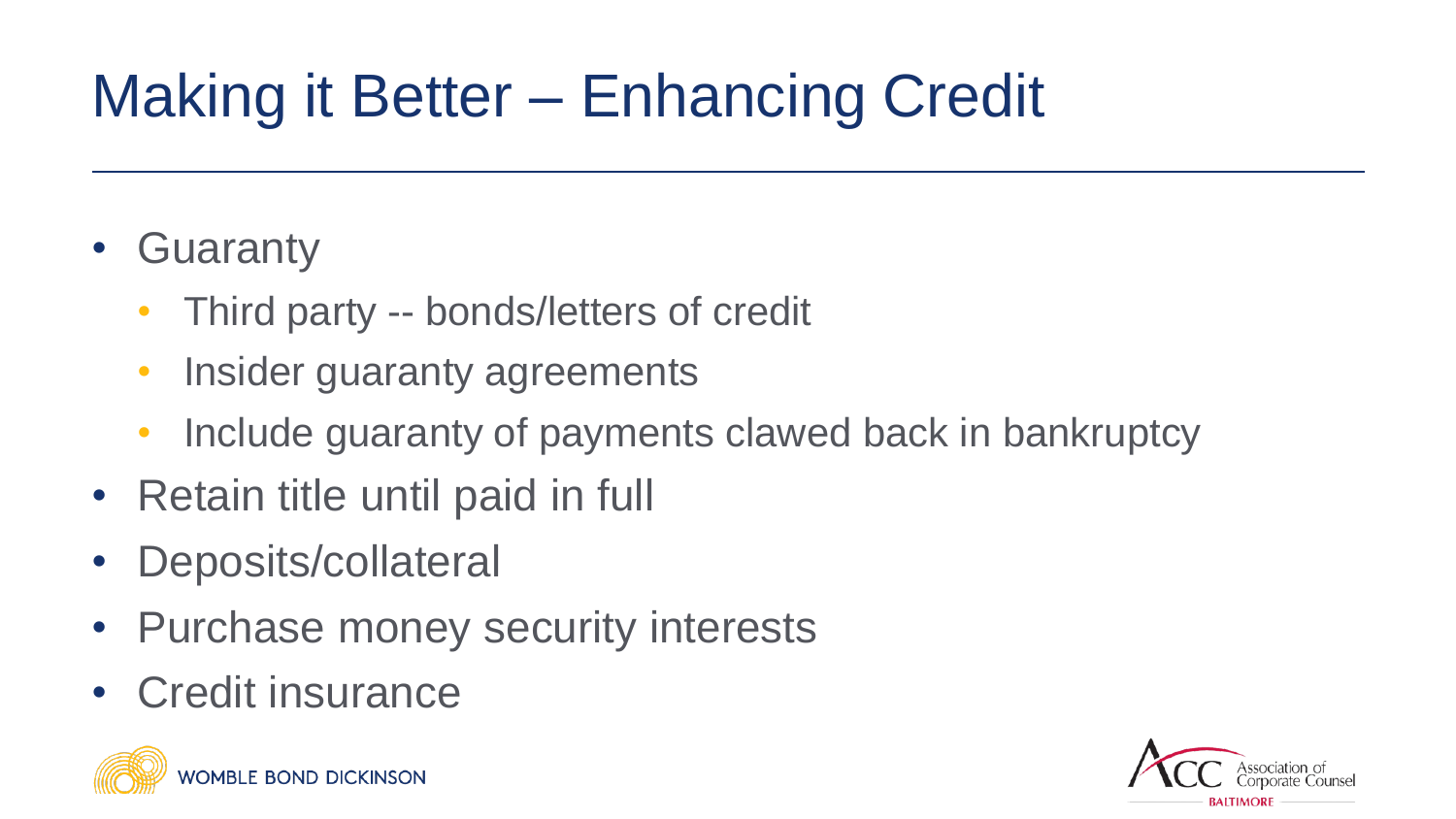# Making it Better – Enhancing Credit

- Guaranty
  - Third party -- bonds/letters of credit
  - Insider guaranty agreements
  - Include guaranty of payments clawed back in bankruptcy
- Retain title until paid in full
- Deposits/collateral
- Purchase money security interests
- Credit insurance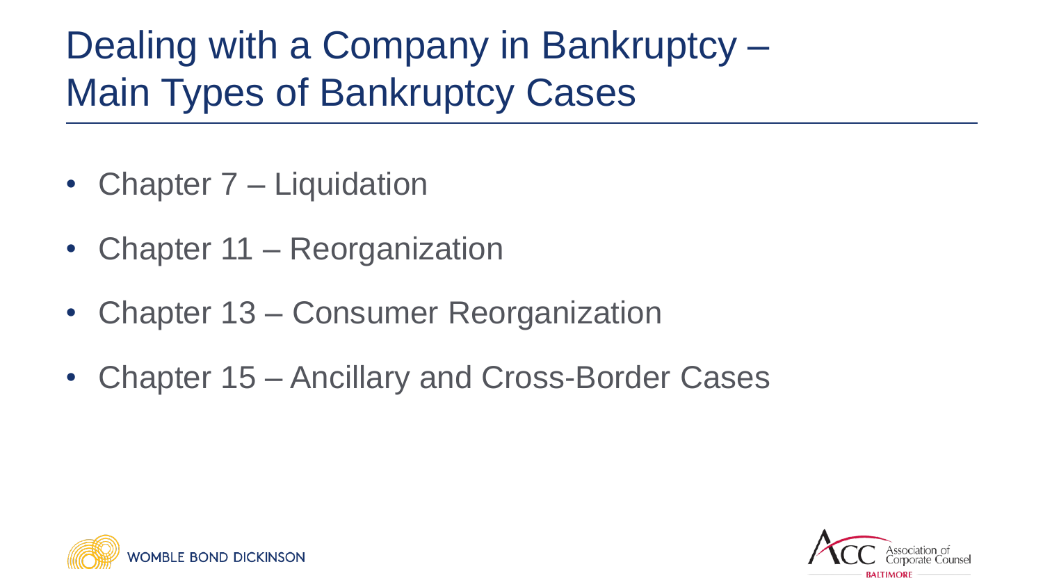# Dealing with a Company in Bankruptcy – Main Types of Bankruptcy Cases

- Chapter 7 – Liquidation
- Chapter 11 – Reorganization
- Chapter 13 – Consumer Reorganization
- Chapter 15 – Ancillary and Cross-Border Cases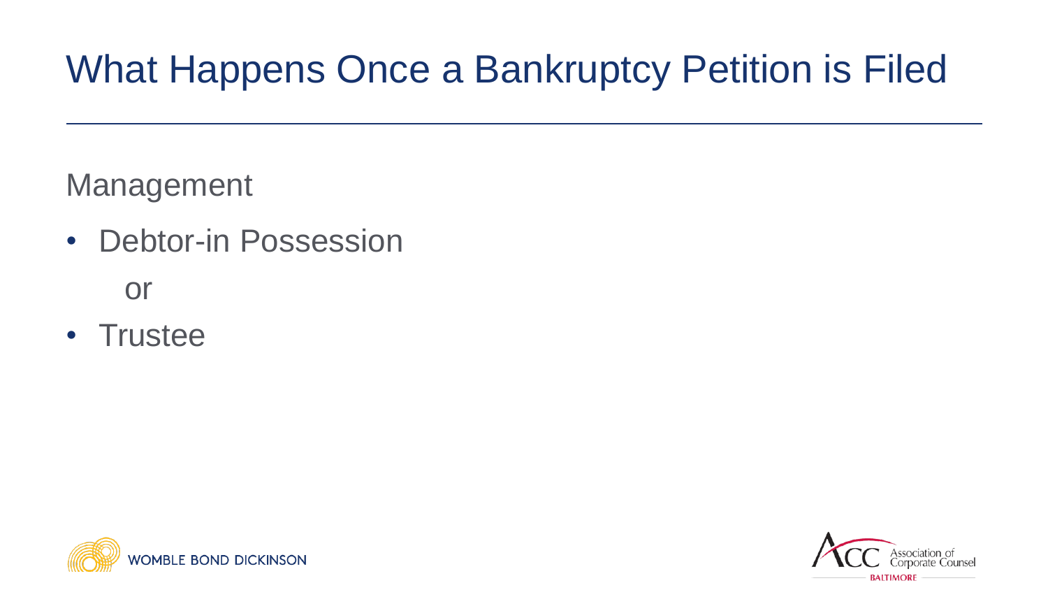# What Happens Once a Bankruptcy Petition is Filed

Management

- Debtor-in Possession

  or

- Trustee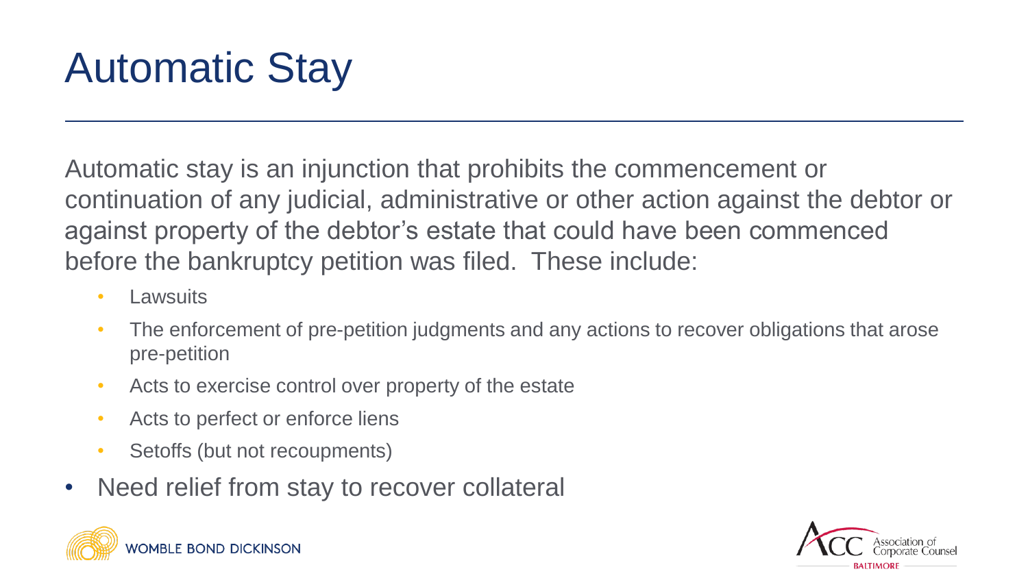# Automatic Stay

Automatic stay is an injunction that prohibits the commencement or continuation of any judicial, administrative or other action against the debtor or against property of the debtor's estate that could have been commenced before the bankruptcy petition was filed. These include:

- Lawsuits
- The enforcement of pre-petition judgments and any actions to recover obligations that arose pre-petition
- Acts to exercise control over property of the estate
- Acts to perfect or enforce liens
- Setoffs (but not recoupments)

- Need relief from stay to recover collateral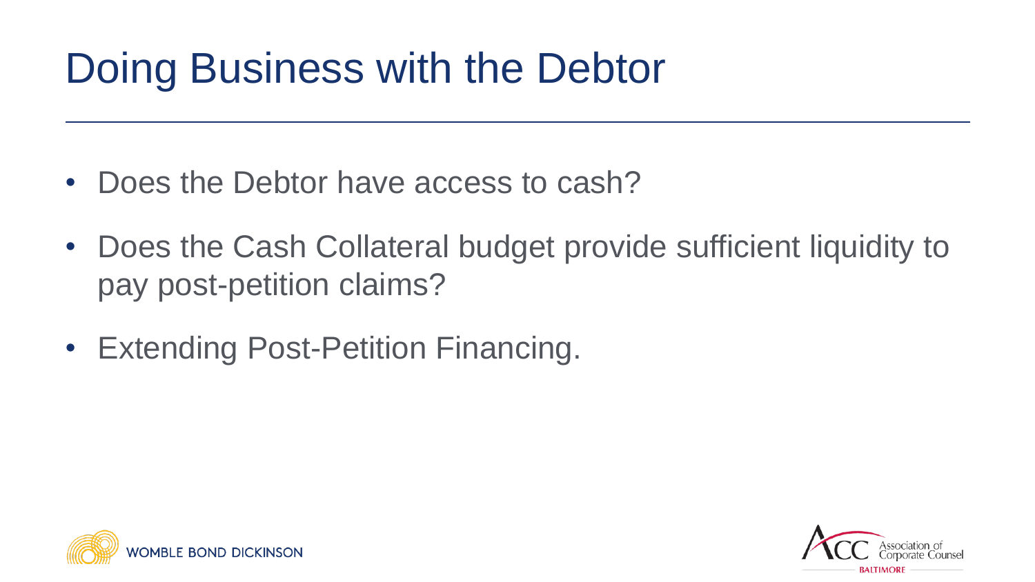# Doing Business with the Debtor

- Does the Debtor have access to cash?
- Does the Cash Collateral budget provide sufficient liquidity to pay post-petition claims?
- Extending Post-Petition Financing.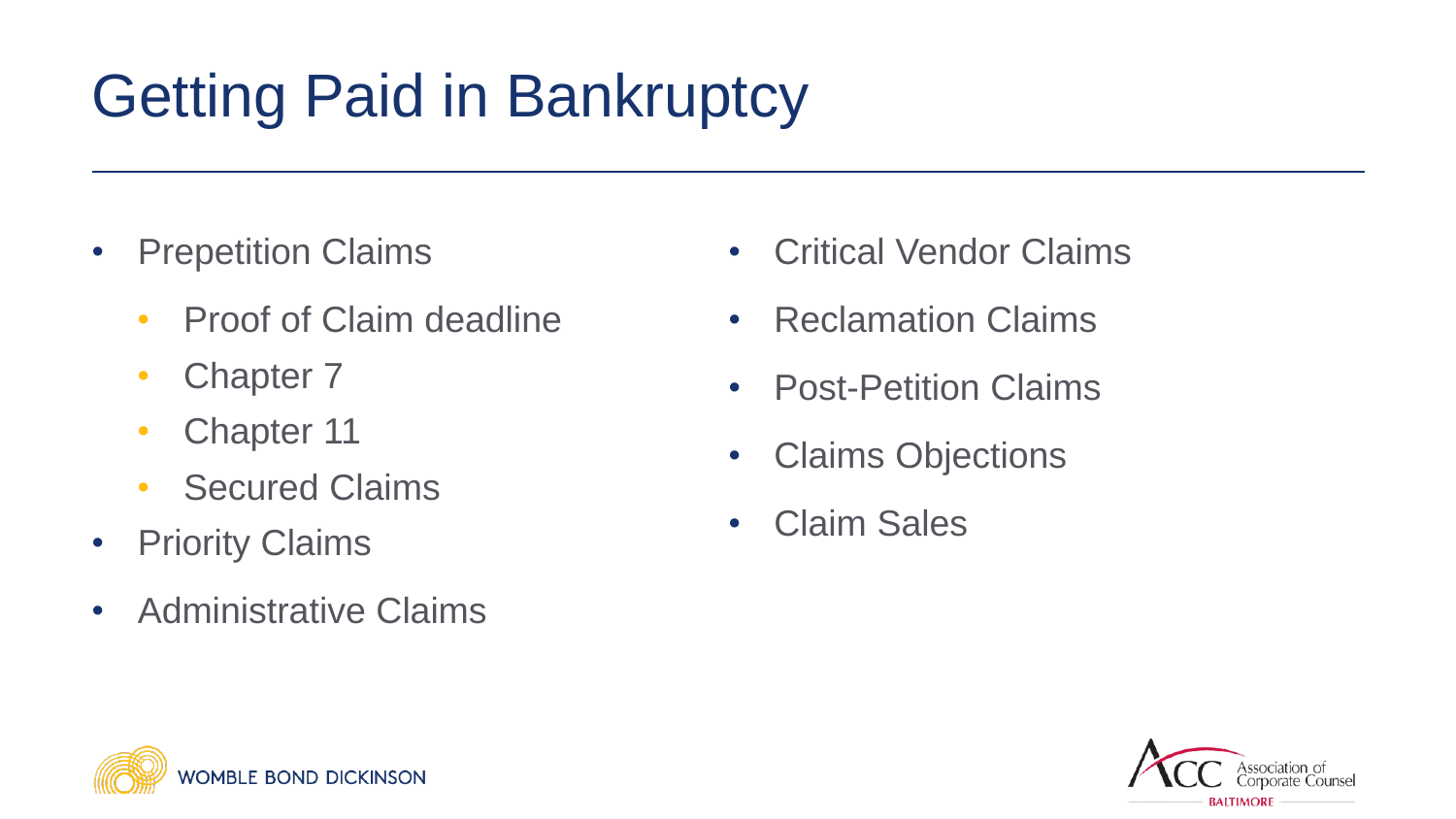# Getting Paid in Bankruptcy

- Prepetition Claims
  - Proof of Claim deadline
  - Chapter 7
  - Chapter 11
  - Secured Claims
- Priority Claims
- Administrative Claims
- Critical Vendor Claims
- Reclamation Claims
- Post-Petition Claims
- Claims Objections
- Claim Sales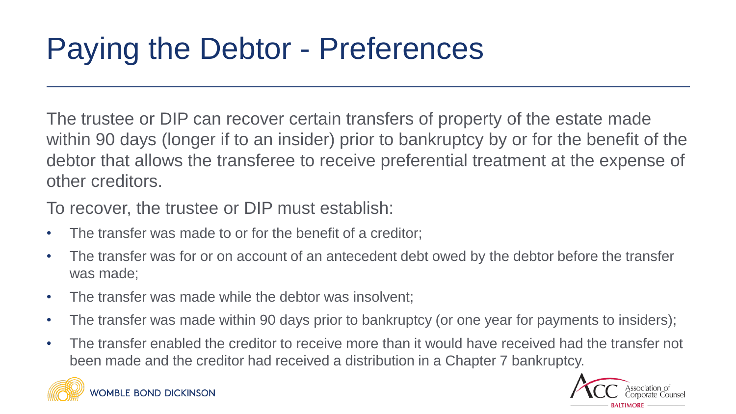# Paying the Debtor - Preferences

The trustee or DIP can recover certain transfers of property of the estate made within 90 days (longer if to an insider) prior to bankruptcy by or for the benefit of the debtor that allows the transferee to receive preferential treatment at the expense of other creditors.

To recover, the trustee or DIP must establish:

- The transfer was made to or for the benefit of a creditor;
- The transfer was for or on account of an antecedent debt owed by the debtor before the transfer was made;
- The transfer was made while the debtor was insolvent;
- The transfer was made within 90 days prior to bankruptcy (or one year for payments to insiders);
- The transfer enabled the creditor to receive more than it would have received had the transfer not been made and the creditor had received a distribution in a Chapter 7 bankruptcy.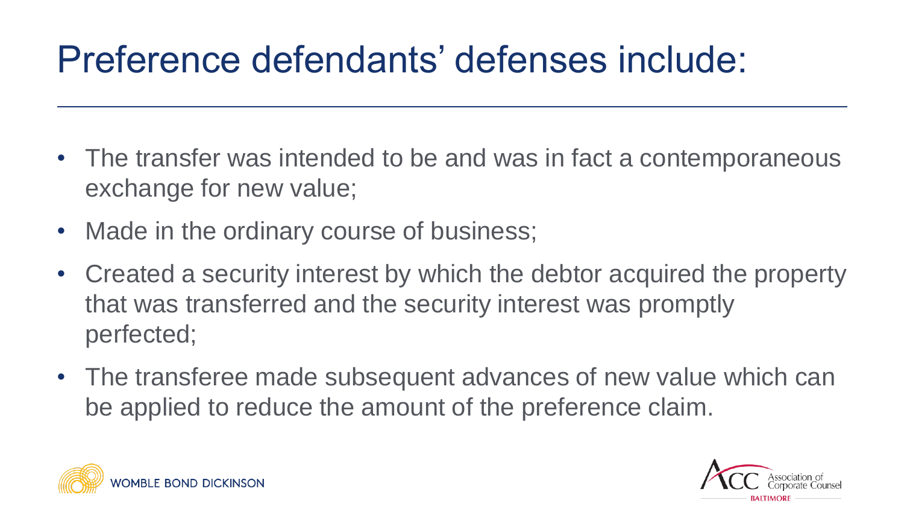# Preference defendants' defenses include:

- The transfer was intended to be and was in fact a contemporaneous exchange for new value;
- Made in the ordinary course of business;
- Created a security interest by which the debtor acquired the property that was transferred and the security interest was promptly perfected;
- The transferee made subsequent advances of new value which can be applied to reduce the amount of the preference claim.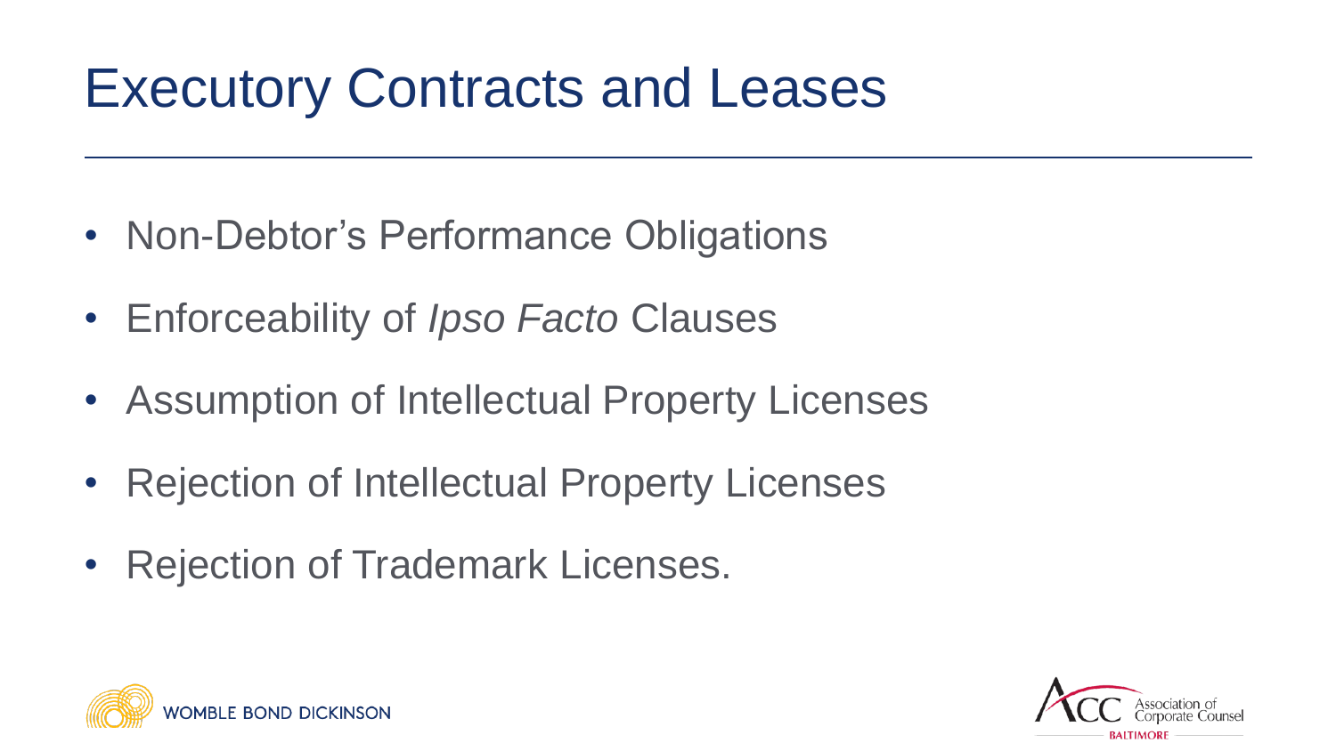# Executory Contracts and Leases

- Non-Debtor's Performance Obligations
- Enforceability of *Ipso Facto* Clauses
- Assumption of Intellectual Property Licenses
- Rejection of Intellectual Property Licenses
- Rejection of Trademark Licenses.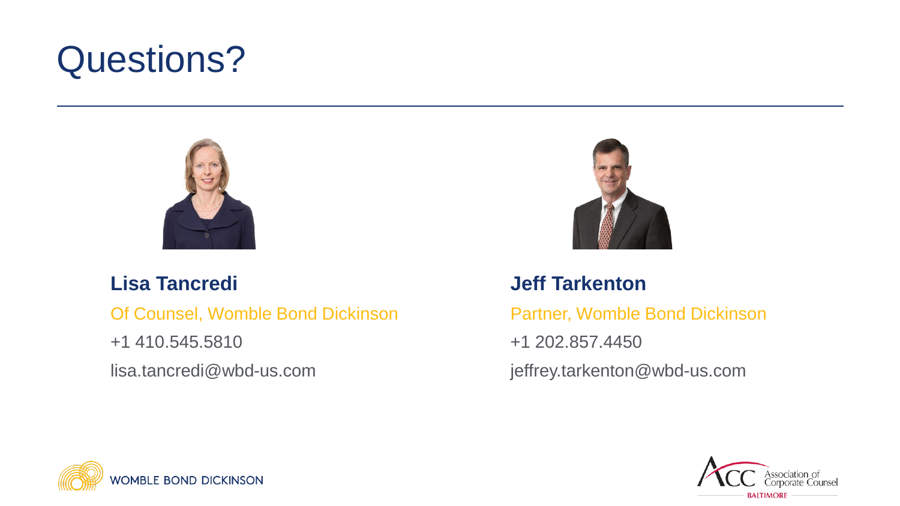# Questions?

**Lisa Tancredi**

Of Counsel, Womble Bond Dickinson

+1 410.545.5810

lisa.tancredi@wbd-us.com

**Jeff Tarkenton**

Partner, Womble Bond Dickinson

+1 202.857.4450

jeffrey.tarkenton@wbd-us.com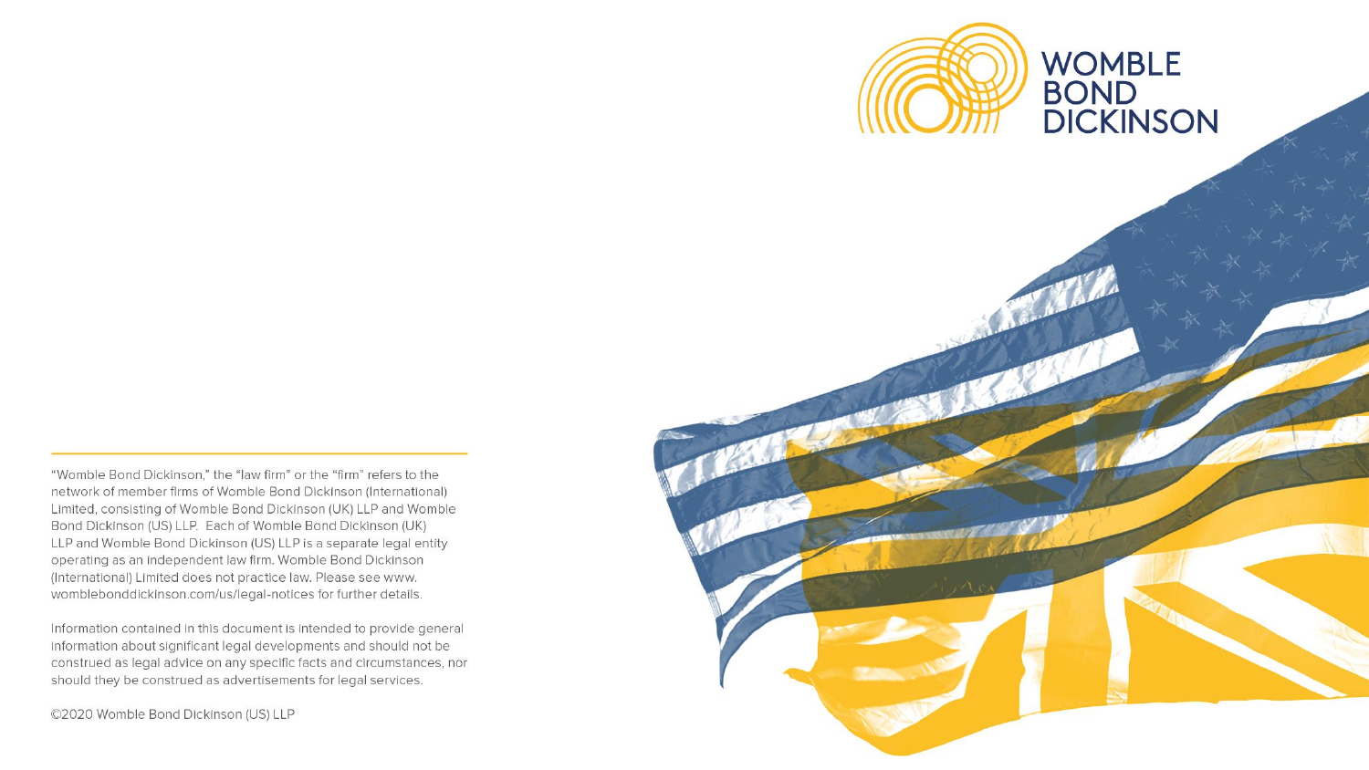WOMBLE BOND DICKINSON

"Womble Bond Dickinson," the "law firm" or the "firm" refers to the network of member firms of Womble Bond Dickinson (International) Limited, consisting of Womble Bond Dickinson (UK) LLP and Womble Bond Dickinson (US) LLP. Each of Womble Bond Dickinson (UK) LLP and Womble Bond Dickinson (US) LLP is a separate legal entity operating as an independent law firm. Womble Bond Dickinson (International) Limited does not practice law. Please see www.womblebonddickinson.com/us/legal-notices for further details.

Information contained in this document is intended to provide general information about significant legal developments and should not be construed as legal advice on any specific facts and circumstances, nor should they be construed as advertisements for legal services.

©2020 Womble Bond Dickinson (US) LLP